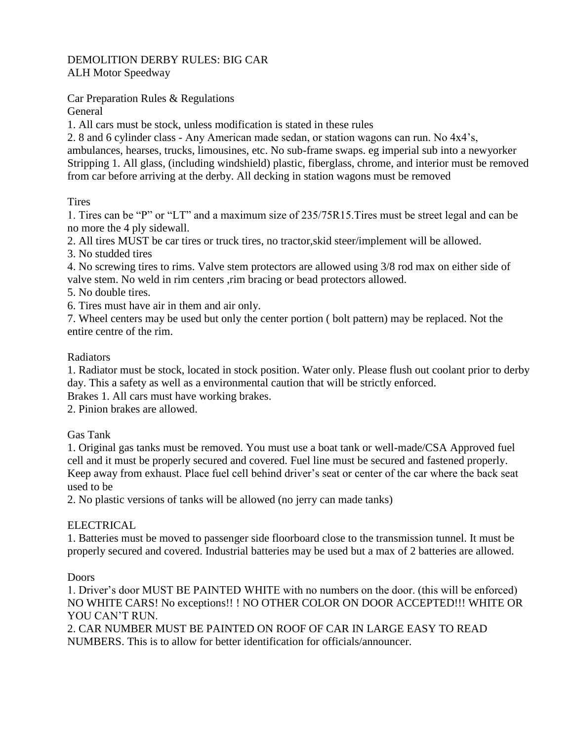# DEMOLITION DERBY RULES: BIG CAR

ALH Motor Speedway

## Car Preparation Rules & Regulations

### General

1. All cars must be stock, unless modification is stated in these rules
2. 8 and 6 cylinder class - Any American made sedan, or station wagons can run. No 4x4's, ambulances, hearses, trucks, limousines, etc. No sub-frame swaps. eg imperial sub into a newyorker

### Stripping

1. All glass, (including windshield) plastic, fiberglass, chrome, and interior must be removed from car before arriving at the derby. All decking in station wagons must be removed

### Tires

1. Tires can be "P" or "LT" and a maximum size of 235/75R15.Tires must be street legal and can be no more the 4 ply sidewall.
2. All tires MUST be car tires or truck tires, no tractor,skid steer/implement will be allowed.
3. No studded tires
4. No screwing tires to rims. Valve stem protectors are allowed using 3/8 rod max on either side of valve stem. No weld in rim centers ,rim bracing or bead protectors allowed.
5. No double tires.
6. Tires must have air in them and air only.
7. Wheel centers may be used but only the center portion ( bolt pattern) may be replaced. Not the entire centre of the rim.

### Radiators

1. Radiator must be stock, located in stock position. Water only. Please flush out coolant prior to derby day. This a safety as well as a environmental caution that will be strictly enforced.

### Brakes

1. All cars must have working brakes.
2. Pinion brakes are allowed.

### Gas Tank

1. Original gas tanks must be removed. You must use a boat tank or well-made/CSA Approved fuel cell and it must be properly secured and covered. Fuel line must be secured and fastened properly. Keep away from exhaust. Place fuel cell behind driver's seat or center of the car where the back seat used to be
2. No plastic versions of tanks will be allowed (no jerry can made tanks)

### ELECTRICAL

1. Batteries must be moved to passenger side floorboard close to the transmission tunnel. It must be properly secured and covered. Industrial batteries may be used but a max of 2 batteries are allowed.

### Doors

1. Driver's door MUST BE PAINTED WHITE with no numbers on the door. (this will be enforced) NO WHITE CARS! No exceptions!! ! NO OTHER COLOR ON DOOR ACCEPTED!!! WHITE OR YOU CAN'T RUN.
2. CAR NUMBER MUST BE PAINTED ON ROOF OF CAR IN LARGE EASY TO READ NUMBERS. This is to allow for better identification for officials/announcer.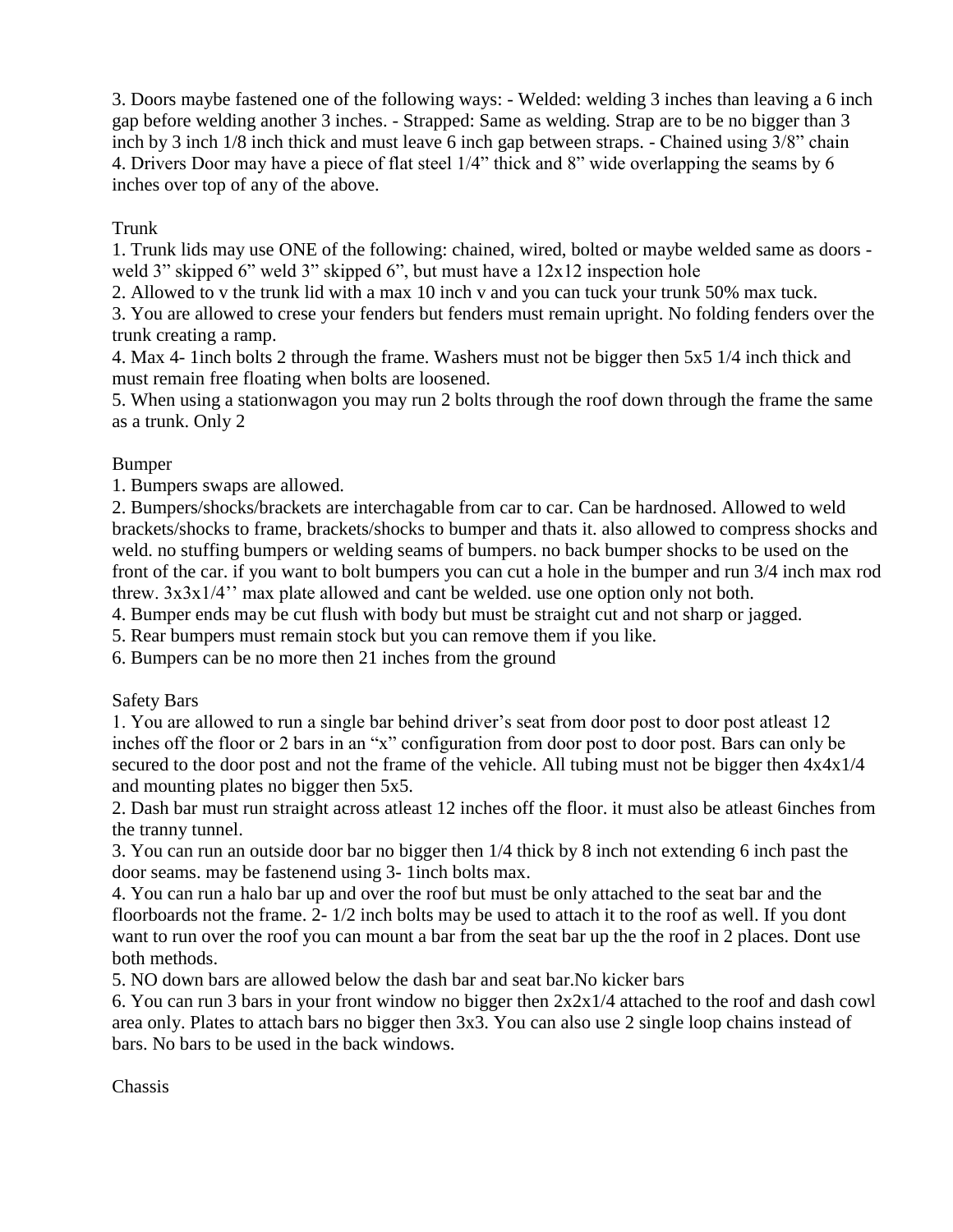3. Doors maybe fastened one of the following ways: - Welded: welding 3 inches than leaving a 6 inch gap before welding another 3 inches. - Strapped: Same as welding. Strap are to be no bigger than 3 inch by 3 inch 1/8 inch thick and must leave 6 inch gap between straps. - Chained using 3/8" chain
4. Drivers Door may have a piece of flat steel 1/4" thick and 8" wide overlapping the seams by 6 inches over top of any of the above.

Trunk

1. Trunk lids may use ONE of the following: chained, wired, bolted or maybe welded same as doors - weld 3" skipped 6" weld 3" skipped 6", but must have a 12x12 inspection hole
2. Allowed to v the trunk lid with a max 10 inch v and you can tuck your trunk 50% max tuck.
3. You are allowed to crese your fenders but fenders must remain upright. No folding fenders over the trunk creating a ramp.
4. Max 4- 1inch bolts 2 through the frame. Washers must not be bigger then 5x5 1/4 inch thick and must remain free floating when bolts are loosened.
5. When using a stationwagon you may run 2 bolts through the roof down through the frame the same as a trunk. Only 2

Bumper

1. Bumpers swaps are allowed.
2. Bumpers/shocks/brackets are interchagable from car to car. Can be hardnosed. Allowed to weld brackets/shocks to frame, brackets/shocks to bumper and thats it. also allowed to compress shocks and weld. no stuffing bumpers or welding seams of bumpers. no back bumper shocks to be used on the front of the car. if you want to bolt bumpers you can cut a hole in the bumper and run 3/4 inch max rod threw. 3x3x1/4'' max plate allowed and cant be welded. use one option only not both.
4. Bumper ends may be cut flush with body but must be straight cut and not sharp or jagged.
5. Rear bumpers must remain stock but you can remove them if you like.
6. Bumpers can be no more then 21 inches from the ground

Safety Bars

1. You are allowed to run a single bar behind driver's seat from door post to door post atleast 12 inches off the floor or 2 bars in an "x" configuration from door post to door post. Bars can only be secured to the door post and not the frame of the vehicle. All tubing must not be bigger then 4x4x1/4 and mounting plates no bigger then 5x5.
2. Dash bar must run straight across atleast 12 inches off the floor. it must also be atleast 6inches from the tranny tunnel.
3. You can run an outside door bar no bigger then 1/4 thick by 8 inch not extending 6 inch past the door seams. may be fastenend using 3- 1inch bolts max.
4. You can run a halo bar up and over the roof but must be only attached to the seat bar and the floorboards not the frame. 2- 1/2 inch bolts may be used to attach it to the roof as well. If you dont want to run over the roof you can mount a bar from the seat bar up the the roof in 2 places. Dont use both methods.
5. NO down bars are allowed below the dash bar and seat bar.No kicker bars
6. You can run 3 bars in your front window no bigger then 2x2x1/4 attached to the roof and dash cowl area only. Plates to attach bars no bigger then 3x3. You can also use 2 single loop chains instead of bars. No bars to be used in the back windows.

Chassis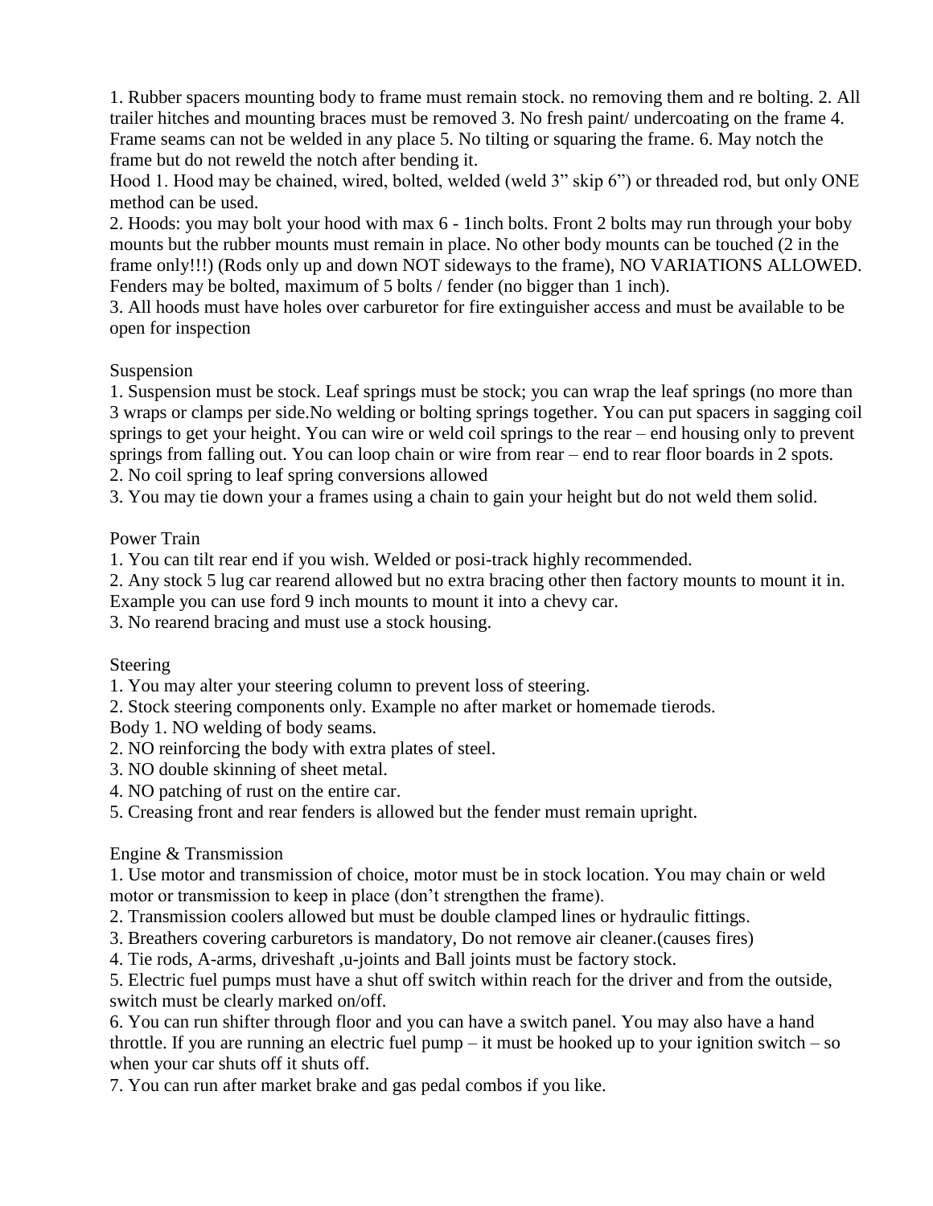1. Rubber spacers mounting body to frame must remain stock. no removing them and re bolting. 2. All trailer hitches and mounting braces must be removed 3. No fresh paint/ undercoating on the frame 4. Frame seams can not be welded in any place 5. No tilting or squaring the frame. 6. May notch the frame but do not reweld the notch after bending it.

Hood 1. Hood may be chained, wired, bolted, welded (weld 3" skip 6") or threaded rod, but only ONE method can be used.

2. Hoods: you may bolt your hood with max 6 - 1inch bolts. Front 2 bolts may run through your boby mounts but the rubber mounts must remain in place. No other body mounts can be touched (2 in the frame only!!!) (Rods only up and down NOT sideways to the frame), NO VARIATIONS ALLOWED. Fenders may be bolted, maximum of 5 bolts / fender (no bigger than 1 inch).

3. All hoods must have holes over carburetor for fire extinguisher access and must be available to be open for inspection

## Suspension

1. Suspension must be stock. Leaf springs must be stock; you can wrap the leaf springs (no more than 3 wraps or clamps per side.No welding or bolting springs together. You can put spacers in sagging coil springs to get your height. You can wire or weld coil springs to the rear – end housing only to prevent springs from falling out. You can loop chain or wire from rear – end to rear floor boards in 2 spots.
2. No coil spring to leaf spring conversions allowed
3. You may tie down your a frames using a chain to gain your height but do not weld them solid.

## Power Train

1. You can tilt rear end if you wish. Welded or posi-track highly recommended.
2. Any stock 5 lug car rearend allowed but no extra bracing other then factory mounts to mount it in. Example you can use ford 9 inch mounts to mount it into a chevy car.
3. No rearend bracing and must use a stock housing.

## Steering

1. You may alter your steering column to prevent loss of steering.
2. Stock steering components only. Example no after market or homemade tierods.

Body 1. NO welding of body seams.

2. NO reinforcing the body with extra plates of steel.
3. NO double skinning of sheet metal.
4. NO patching of rust on the entire car.
5. Creasing front and rear fenders is allowed but the fender must remain upright.

## Engine & Transmission

1. Use motor and transmission of choice, motor must be in stock location. You may chain or weld motor or transmission to keep in place (don't strengthen the frame).
2. Transmission coolers allowed but must be double clamped lines or hydraulic fittings.
3. Breathers covering carburetors is mandatory, Do not remove air cleaner.(causes fires)
4. Tie rods, A-arms, driveshaft ,u-joints and Ball joints must be factory stock.
5. Electric fuel pumps must have a shut off switch within reach for the driver and from the outside, switch must be clearly marked on/off.
6. You can run shifter through floor and you can have a switch panel. You may also have a hand throttle. If you are running an electric fuel pump – it must be hooked up to your ignition switch – so when your car shuts off it shuts off.
7. You can run after market brake and gas pedal combos if you like.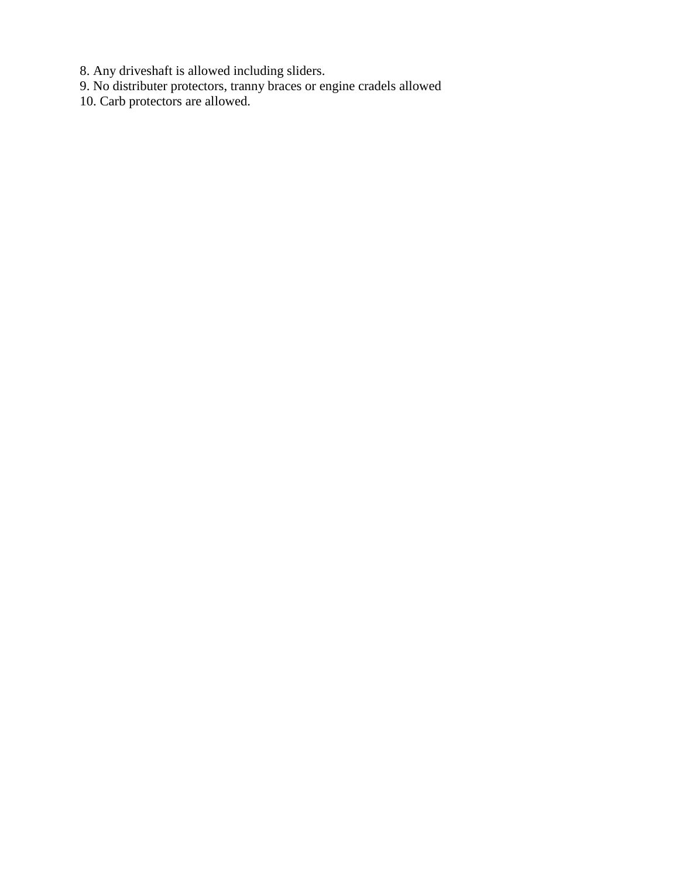8. Any driveshaft is allowed including sliders.
9. No distributer protectors, tranny braces or engine cradels allowed
10. Carb protectors are allowed.